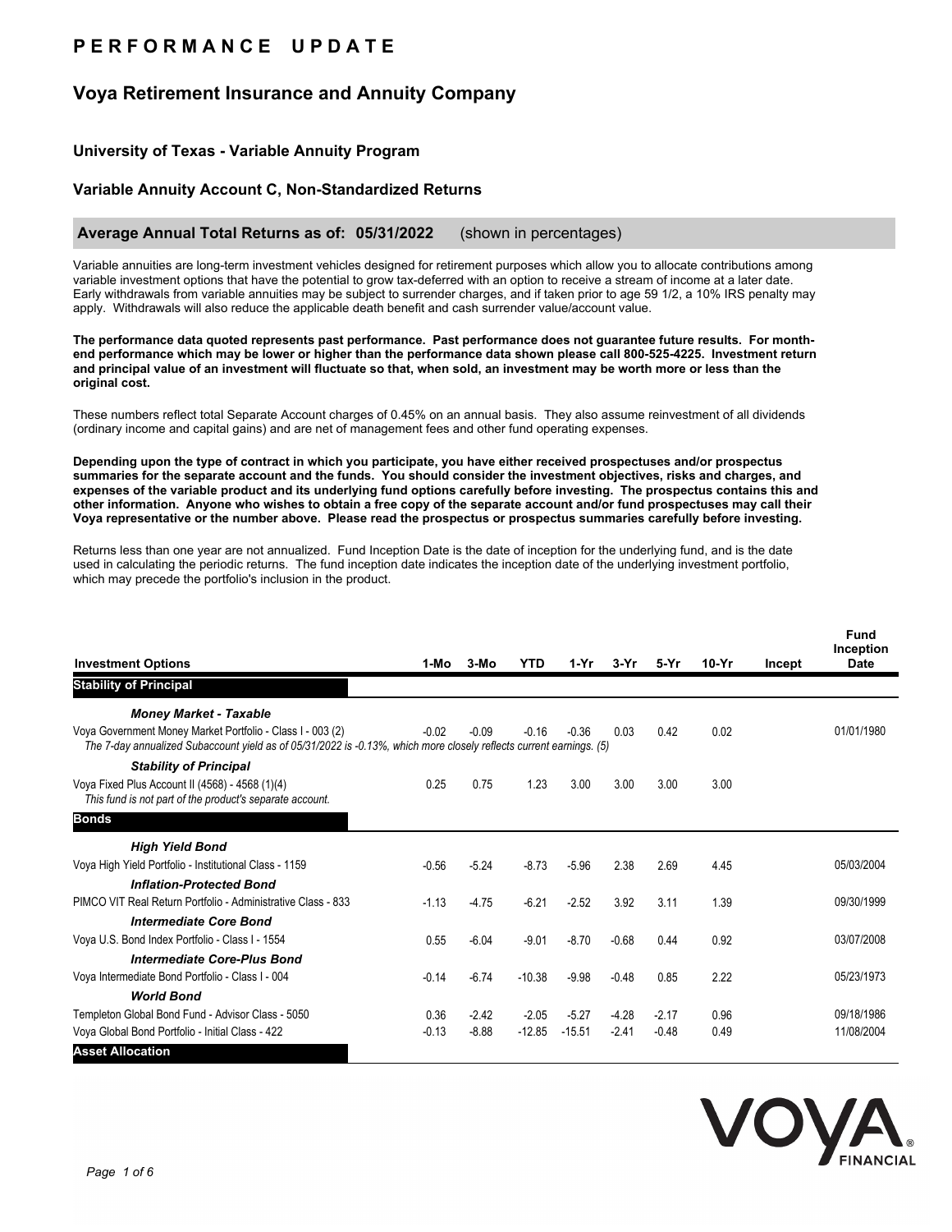# PERFORMANCE UPDATE

## Voya Retirement Insurance and Annuity Company

### University of Texas - Variable Annuity Program

### Variable Annuity Account C, Non-Standardized Returns

**Average Annual Total Returns as of: 05/31/2022** (shown in percentages)

Variable annuities are long-term investment vehicles designed for retirement purposes which allow you to allocate contributions among variable investment options that have the potential to grow tax-deferred with an option to receive a stream of income at a later date. Early withdrawals from variable annuities may be subject to surrender charges, and if taken prior to age 59 1/2, a 10% IRS penalty may apply. Withdrawals will also reduce the applicable death benefit and cash surrender value/account value.

**The performance data quoted represents past performance. Past performance does not guarantee future results. For month-end performance which may be lower or higher than the performance data shown please call 800-525-4225. Investment return and principal value of an investment will fluctuate so that, when sold, an investment may be worth more or less than the original cost.**

These numbers reflect total Separate Account charges of 0.45% on an annual basis. They also assume reinvestment of all dividends (ordinary income and capital gains) and are net of management fees and other fund operating expenses.

**Depending upon the type of contract in which you participate, you have either received prospectuses and/or prospectus summaries for the separate account and the funds. You should consider the investment objectives, risks and charges, and expenses of the variable product and its underlying fund options carefully before investing. The prospectus contains this and other information. Anyone who wishes to obtain a free copy of the separate account and/or fund prospectuses may call their Voya representative or the number above. Please read the prospectus or prospectus summaries carefully before investing.**

Returns less than one year are not annualized. Fund Inception Date is the date of inception for the underlying fund, and is the date used in calculating the periodic returns. The fund inception date indicates the inception date of the underlying investment portfolio, which may precede the portfolio's inclusion in the product.

| Investment Options | 1-Mo | 3-Mo | YTD | 1-Yr | 3-Yr | 5-Yr | 10-Yr | Incept | Fund Inception Date |
|---|---|---|---|---|---|---|---|---|---|
| **Stability of Principal** | | | | | | | | | |
| ***Money Market - Taxable*** | | | | | | | | | |
| Voya Government Money Market Portfolio - Class I - 003 (2) | -0.02 | -0.09 | -0.16 | -0.36 | 0.03 | 0.42 | 0.02 | | 01/01/1980 |
| *The 7-day annualized Subaccount yield as of 05/31/2022 is -0.13%, which more closely reflects current earnings. (5)* | | | | | | | | | |
| ***Stability of Principal*** | | | | | | | | | |
| Voya Fixed Plus Account II (4568) - 4568 (1)(4)<br>*This fund is not part of the product's separate account.* | 0.25 | 0.75 | 1.23 | 3.00 | 3.00 | 3.00 | 3.00 | | |
| **Bonds** | | | | | | | | | |
| ***High Yield Bond*** | | | | | | | | | |
| Voya High Yield Portfolio - Institutional Class - 1159 | -0.56 | -5.24 | -8.73 | -5.96 | 2.38 | 2.69 | 4.45 | | 05/03/2004 |
| ***Inflation-Protected Bond*** | | | | | | | | | |
| PIMCO VIT Real Return Portfolio - Administrative Class - 833 | -1.13 | -4.75 | -6.21 | -2.52 | 3.92 | 3.11 | 1.39 | | 09/30/1999 |
| ***Intermediate Core Bond*** | | | | | | | | | |
| Voya U.S. Bond Index Portfolio - Class I - 1554 | 0.55 | -6.04 | -9.01 | -8.70 | -0.68 | 0.44 | 0.92 | | 03/07/2008 |
| ***Intermediate Core-Plus Bond*** | | | | | | | | | |
| Voya Intermediate Bond Portfolio - Class I - 004 | -0.14 | -6.74 | -10.38 | -9.98 | -0.48 | 0.85 | 2.22 | | 05/23/1973 |
| ***World Bond*** | | | | | | | | | |
| Templeton Global Bond Fund - Advisor Class - 5050 | 0.36 | -2.42 | -2.05 | -5.27 | -4.28 | -2.17 | 0.96 | | 09/18/1986 |
| Voya Global Bond Portfolio - Initial Class - 422 | -0.13 | -8.88 | -12.85 | -15.51 | -2.41 | -0.48 | 0.49 | | 11/08/2004 |
| **Asset Allocation** | | | | | | | | | |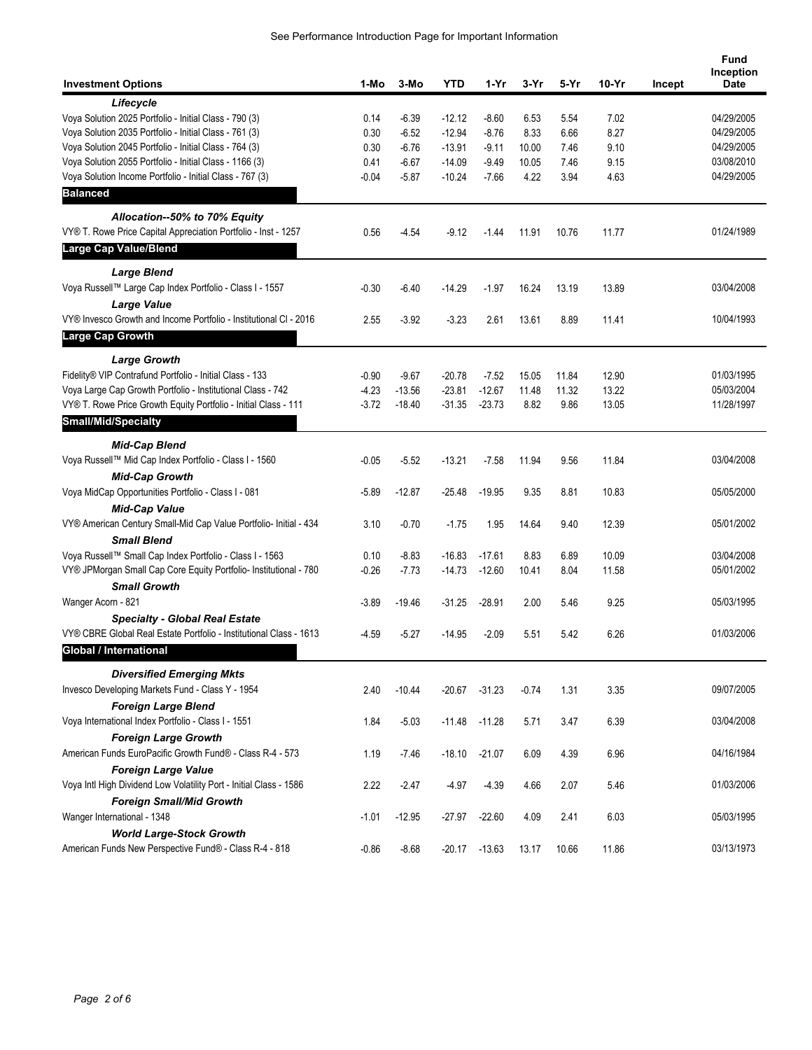See Performance Introduction Page for Important Information

| Investment Options | 1-Mo | 3-Mo | YTD | 1-Yr | 3-Yr | 5-Yr | 10-Yr | Incept | Fund Inception Date |
|---|---|---|---|---|---|---|---|---|---|
| ***Lifecycle*** | | | | | | | | | |
| Voya Solution 2025 Portfolio - Initial Class - 790 (3) | 0.14 | -6.39 | -12.12 | -8.60 | 6.53 | 5.54 | 7.02 | | 04/29/2005 |
| Voya Solution 2035 Portfolio - Initial Class - 761 (3) | 0.30 | -6.52 | -12.94 | -8.76 | 8.33 | 6.66 | 8.27 | | 04/29/2005 |
| Voya Solution 2045 Portfolio - Initial Class - 764 (3) | 0.30 | -6.76 | -13.91 | -9.11 | 10.00 | 7.46 | 9.10 | | 04/29/2005 |
| Voya Solution 2055 Portfolio - Initial Class - 1166 (3) | 0.41 | -6.67 | -14.09 | -9.49 | 10.05 | 7.46 | 9.15 | | 03/08/2010 |
| Voya Solution Income Portfolio - Initial Class - 767 (3) | -0.04 | -5.87 | -10.24 | -7.66 | 4.22 | 3.94 | 4.63 | | 04/29/2005 |
| **Balanced** | | | | | | | | | |
| ***Allocation--50% to 70% Equity*** | | | | | | | | | |
| VY® T. Rowe Price Capital Appreciation Portfolio - Inst - 1257 | 0.56 | -4.54 | -9.12 | -1.44 | 11.91 | 10.76 | 11.77 | | 01/24/1989 |
| **Large Cap Value/Blend** | | | | | | | | | |
| ***Large Blend*** | | | | | | | | | |
| Voya Russell™ Large Cap Index Portfolio - Class I - 1557 | -0.30 | -6.40 | -14.29 | -1.97 | 16.24 | 13.19 | 13.89 | | 03/04/2008 |
| ***Large Value*** | | | | | | | | | |
| VY® Invesco Growth and Income Portfolio - Institutional Cl - 2016 | 2.55 | -3.92 | -3.23 | 2.61 | 13.61 | 8.89 | 11.41 | | 10/04/1993 |
| **Large Cap Growth** | | | | | | | | | |
| ***Large Growth*** | | | | | | | | | |
| Fidelity® VIP Contrafund Portfolio - Initial Class - 133 | -0.90 | -9.67 | -20.78 | -7.52 | 15.05 | 11.84 | 12.90 | | 01/03/1995 |
| Voya Large Cap Growth Portfolio - Institutional Class - 742 | -4.23 | -13.56 | -23.81 | -12.67 | 11.48 | 11.32 | 13.22 | | 05/03/2004 |
| VY® T. Rowe Price Growth Equity Portfolio - Initial Class - 111 | -3.72 | -18.40 | -31.35 | -23.73 | 8.82 | 9.86 | 13.05 | | 11/28/1997 |
| **Small/Mid/Specialty** | | | | | | | | | |
| ***Mid-Cap Blend*** | | | | | | | | | |
| Voya Russell™ Mid Cap Index Portfolio - Class I - 1560 | -0.05 | -5.52 | -13.21 | -7.58 | 11.94 | 9.56 | 11.84 | | 03/04/2008 |
| ***Mid-Cap Growth*** | | | | | | | | | |
| Voya MidCap Opportunities Portfolio - Class I - 081 | -5.89 | -12.87 | -25.48 | -19.95 | 9.35 | 8.81 | 10.83 | | 05/05/2000 |
| ***Mid-Cap Value*** | | | | | | | | | |
| VY® American Century Small-Mid Cap Value Portfolio- Initial - 434 | 3.10 | -0.70 | -1.75 | 1.95 | 14.64 | 9.40 | 12.39 | | 05/01/2002 |
| ***Small Blend*** | | | | | | | | | |
| Voya Russell™ Small Cap Index Portfolio - Class I - 1563 | 0.10 | -8.83 | -16.83 | -17.61 | 8.83 | 6.89 | 10.09 | | 03/04/2008 |
| VY® JPMorgan Small Cap Core Equity Portfolio- Institutional - 780 | -0.26 | -7.73 | -14.73 | -12.60 | 10.41 | 8.04 | 11.58 | | 05/01/2002 |
| ***Small Growth*** | | | | | | | | | |
| Wanger Acorn - 821 | -3.89 | -19.46 | -31.25 | -28.91 | 2.00 | 5.46 | 9.25 | | 05/03/1995 |
| ***Specialty - Global Real Estate*** | | | | | | | | | |
| VY® CBRE Global Real Estate Portfolio - Institutional Class - 1613 | -4.59 | -5.27 | -14.95 | -2.09 | 5.51 | 5.42 | 6.26 | | 01/03/2006 |
| **Global / International** | | | | | | | | | |
| ***Diversified Emerging Mkts*** | | | | | | | | | |
| Invesco Developing Markets Fund - Class Y - 1954 | 2.40 | -10.44 | -20.67 | -31.23 | -0.74 | 1.31 | 3.35 | | 09/07/2005 |
| ***Foreign Large Blend*** | | | | | | | | | |
| Voya International Index Portfolio - Class I - 1551 | 1.84 | -5.03 | -11.48 | -11.28 | 5.71 | 3.47 | 6.39 | | 03/04/2008 |
| ***Foreign Large Growth*** | | | | | | | | | |
| American Funds EuroPacific Growth Fund® - Class R-4 - 573 | 1.19 | -7.46 | -18.10 | -21.07 | 6.09 | 4.39 | 6.96 | | 04/16/1984 |
| ***Foreign Large Value*** | | | | | | | | | |
| Voya Intl High Dividend Low Volatility Port - Initial Class - 1586 | 2.22 | -2.47 | -4.97 | -4.39 | 4.66 | 2.07 | 5.46 | | 01/03/2006 |
| ***Foreign Small/Mid Growth*** | | | | | | | | | |
| Wanger International - 1348 | -1.01 | -12.95 | -27.97 | -22.60 | 4.09 | 2.41 | 6.03 | | 05/03/1995 |
| ***World Large-Stock Growth*** | | | | | | | | | |
| American Funds New Perspective Fund® - Class R-4 - 818 | -0.86 | -8.68 | -20.17 | -13.63 | 13.17 | 10.66 | 11.86 | | 03/13/1973 |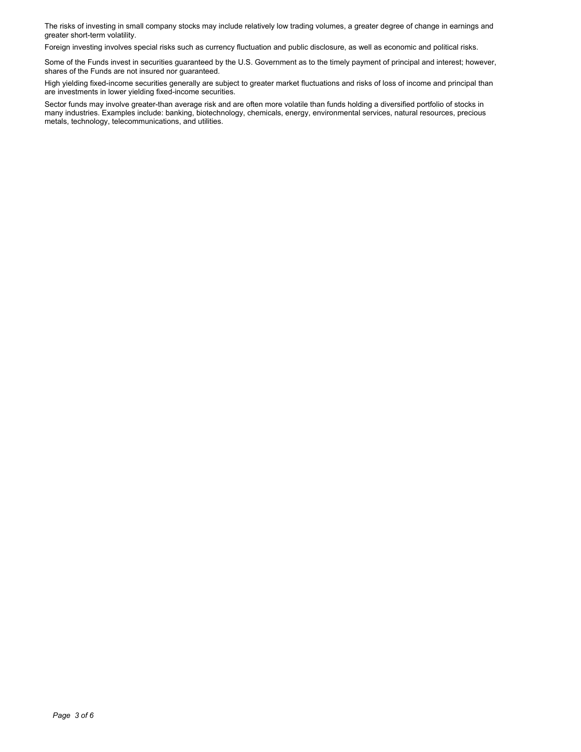The risks of investing in small company stocks may include relatively low trading volumes, a greater degree of change in earnings and greater short-term volatility.

Foreign investing involves special risks such as currency fluctuation and public disclosure, as well as economic and political risks.

Some of the Funds invest in securities guaranteed by the U.S. Government as to the timely payment of principal and interest; however, shares of the Funds are not insured nor guaranteed.

High yielding fixed-income securities generally are subject to greater market fluctuations and risks of loss of income and principal than are investments in lower yielding fixed-income securities.

Sector funds may involve greater-than average risk and are often more volatile than funds holding a diversified portfolio of stocks in many industries. Examples include: banking, biotechnology, chemicals, energy, environmental services, natural resources, precious metals, technology, telecommunications, and utilities.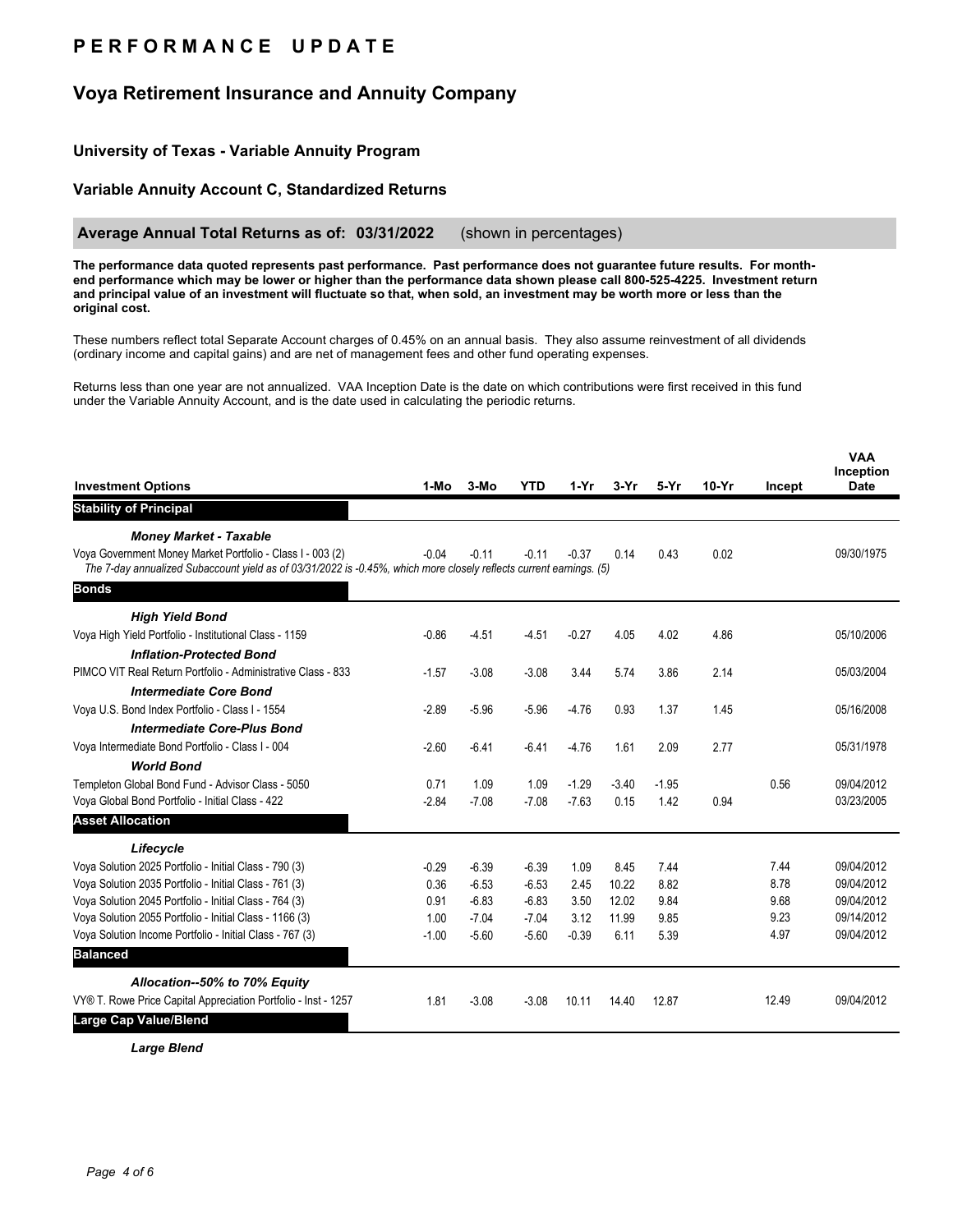# PERFORMANCE UPDATE

## Voya Retirement Insurance and Annuity Company

### University of Texas - Variable Annuity Program

### Variable Annuity Account C, Standardized Returns

**Average Annual Total Returns as of: 03/31/2022** (shown in percentages)

**The performance data quoted represents past performance. Past performance does not guarantee future results. For month-end performance which may be lower or higher than the performance data shown please call 800-525-4225. Investment return and principal value of an investment will fluctuate so that, when sold, an investment may be worth more or less than the original cost.**

These numbers reflect total Separate Account charges of 0.45% on an annual basis. They also assume reinvestment of all dividends (ordinary income and capital gains) and are net of management fees and other fund operating expenses.

Returns less than one year are not annualized. VAA Inception Date is the date on which contributions were first received in this fund under the Variable Annuity Account, and is the date used in calculating the periodic returns.

| Investment Options | 1-Mo | 3-Mo | YTD | 1-Yr | 3-Yr | 5-Yr | 10-Yr | Incept | VAA Inception Date |
|---|---|---|---|---|---|---|---|---|---|
| **Stability of Principal** | | | | | | | | | |
| ***Money Market - Taxable*** | | | | | | | | | |
| Voya Government Money Market Portfolio - Class I - 003 (2) | -0.04 | -0.11 | -0.11 | -0.37 | 0.14 | 0.43 | 0.02 | | 09/30/1975 |
| *The 7-day annualized Subaccount yield as of 03/31/2022 is -0.45%, which more closely reflects current earnings. (5)* | | | | | | | | | |
| **Bonds** | | | | | | | | | |
| ***High Yield Bond*** | | | | | | | | | |
| Voya High Yield Portfolio - Institutional Class - 1159 | -0.86 | -4.51 | -4.51 | -0.27 | 4.05 | 4.02 | 4.86 | | 05/10/2006 |
| ***Inflation-Protected Bond*** | | | | | | | | | |
| PIMCO VIT Real Return Portfolio - Administrative Class - 833 | -1.57 | -3.08 | -3.08 | 3.44 | 5.74 | 3.86 | 2.14 | | 05/03/2004 |
| ***Intermediate Core Bond*** | | | | | | | | | |
| Voya U.S. Bond Index Portfolio - Class I - 1554 | -2.89 | -5.96 | -5.96 | -4.76 | 0.93 | 1.37 | 1.45 | | 05/16/2008 |
| ***Intermediate Core-Plus Bond*** | | | | | | | | | |
| Voya Intermediate Bond Portfolio - Class I - 004 | -2.60 | -6.41 | -6.41 | -4.76 | 1.61 | 2.09 | 2.77 | | 05/31/1978 |
| ***World Bond*** | | | | | | | | | |
| Templeton Global Bond Fund - Advisor Class - 5050 | 0.71 | 1.09 | 1.09 | -1.29 | -3.40 | -1.95 | | 0.56 | 09/04/2012 |
| Voya Global Bond Portfolio - Initial Class - 422 | -2.84 | -7.08 | -7.08 | -7.63 | 0.15 | 1.42 | 0.94 | | 03/23/2005 |
| **Asset Allocation** | | | | | | | | | |
| ***Lifecycle*** | | | | | | | | | |
| Voya Solution 2025 Portfolio - Initial Class - 790 (3) | -0.29 | -6.39 | -6.39 | 1.09 | 8.45 | 7.44 | | 7.44 | 09/04/2012 |
| Voya Solution 2035 Portfolio - Initial Class - 761 (3) | 0.36 | -6.53 | -6.53 | 2.45 | 10.22 | 8.82 | | 8.78 | 09/04/2012 |
| Voya Solution 2045 Portfolio - Initial Class - 764 (3) | 0.91 | -6.83 | -6.83 | 3.50 | 12.02 | 9.84 | | 9.68 | 09/04/2012 |
| Voya Solution 2055 Portfolio - Initial Class - 1166 (3) | 1.00 | -7.04 | -7.04 | 3.12 | 11.99 | 9.85 | | 9.23 | 09/14/2012 |
| Voya Solution Income Portfolio - Initial Class - 767 (3) | -1.00 | -5.60 | -5.60 | -0.39 | 6.11 | 5.39 | | 4.97 | 09/04/2012 |
| **Balanced** | | | | | | | | | |
| ***Allocation--50% to 70% Equity*** | | | | | | | | | |
| VY® T. Rowe Price Capital Appreciation Portfolio - Inst - 1257 | 1.81 | -3.08 | -3.08 | 10.11 | 14.40 | 12.87 | | 12.49 | 09/04/2012 |
| **Large Cap Value/Blend** | | | | | | | | | |
| ***Large Blend*** | | | | | | | | | |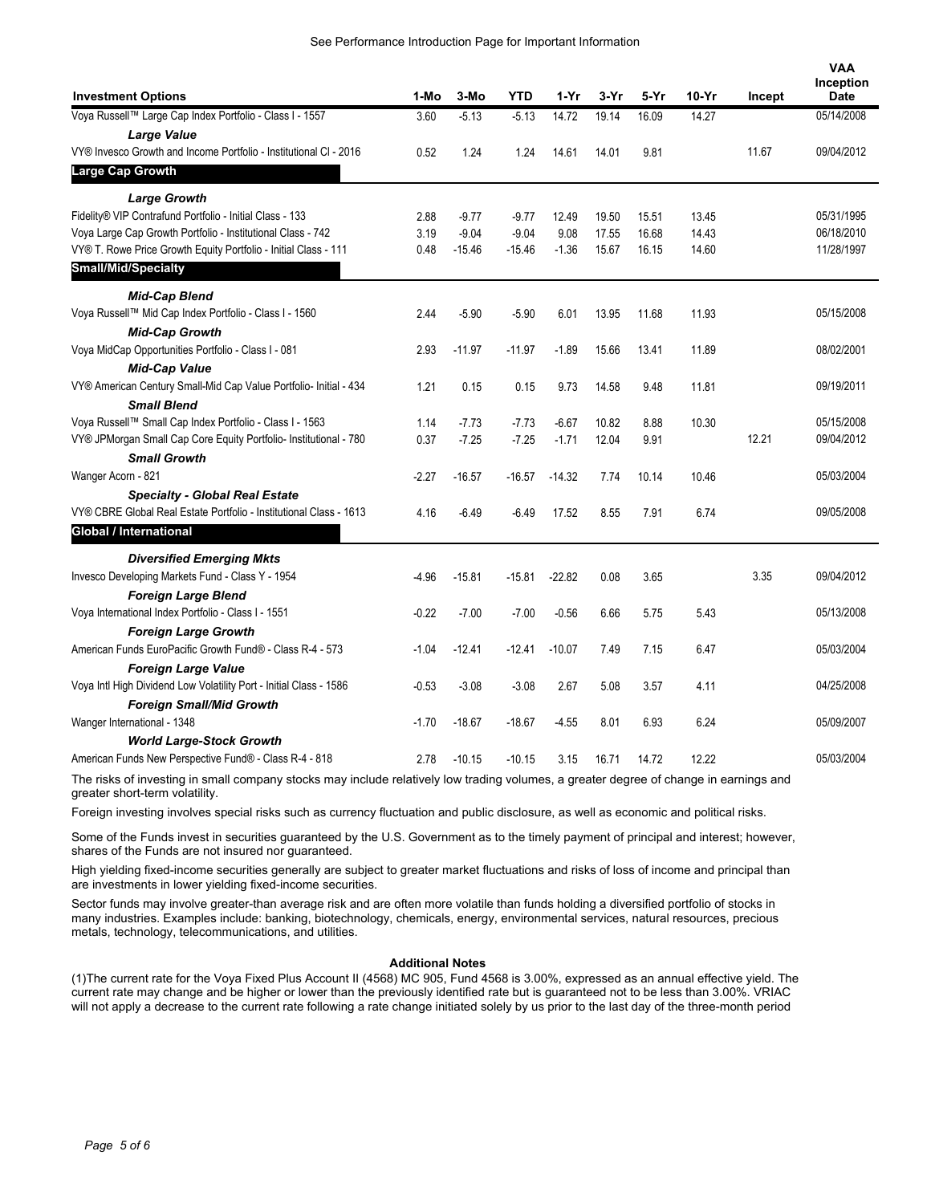See Performance Introduction Page for Important Information

| Investment Options | 1-Mo | 3-Mo | YTD | 1-Yr | 3-Yr | 5-Yr | 10-Yr | Incept | VAA Inception Date |
|---|---|---|---|---|---|---|---|---|---|
| Voya Russell™ Large Cap Index Portfolio - Class I - 1557 | 3.60 | -5.13 | -5.13 | 14.72 | 19.14 | 16.09 | 14.27 | | 05/14/2008 |
| ***Large Value*** | | | | | | | | | |
| VY® Invesco Growth and Income Portfolio - Institutional Cl - 2016 | 0.52 | 1.24 | 1.24 | 14.61 | 14.01 | 9.81 | | 11.67 | 09/04/2012 |
| **Large Cap Growth** | | | | | | | | | |
| ***Large Growth*** | | | | | | | | | |
| Fidelity® VIP Contrafund Portfolio - Initial Class - 133 | 2.88 | -9.77 | -9.77 | 12.49 | 19.50 | 15.51 | 13.45 | | 05/31/1995 |
| Voya Large Cap Growth Portfolio - Institutional Class - 742 | 3.19 | -9.04 | -9.04 | 9.08 | 17.55 | 16.68 | 14.43 | | 06/18/2010 |
| VY® T. Rowe Price Growth Equity Portfolio - Initial Class - 111 | 0.48 | -15.46 | -15.46 | -1.36 | 15.67 | 16.15 | 14.60 | | 11/28/1997 |
| **Small/Mid/Specialty** | | | | | | | | | |
| ***Mid-Cap Blend*** | | | | | | | | | |
| Voya Russell™ Mid Cap Index Portfolio - Class I - 1560 | 2.44 | -5.90 | -5.90 | 6.01 | 13.95 | 11.68 | 11.93 | | 05/15/2008 |
| ***Mid-Cap Growth*** | | | | | | | | | |
| Voya MidCap Opportunities Portfolio - Class I - 081 | 2.93 | -11.97 | -11.97 | -1.89 | 15.66 | 13.41 | 11.89 | | 08/02/2001 |
| ***Mid-Cap Value*** | | | | | | | | | |
| VY® American Century Small-Mid Cap Value Portfolio- Initial - 434 | 1.21 | 0.15 | 0.15 | 9.73 | 14.58 | 9.48 | 11.81 | | 09/19/2011 |
| ***Small Blend*** | | | | | | | | | |
| Voya Russell™ Small Cap Index Portfolio - Class I - 1563 | 1.14 | -7.73 | -7.73 | -6.67 | 10.82 | 8.88 | 10.30 | | 05/15/2008 |
| VY® JPMorgan Small Cap Core Equity Portfolio- Institutional - 780 | 0.37 | -7.25 | -7.25 | -1.71 | 12.04 | 9.91 | | 12.21 | 09/04/2012 |
| ***Small Growth*** | | | | | | | | | |
| Wanger Acorn - 821 | -2.27 | -16.57 | -16.57 | -14.32 | 7.74 | 10.14 | 10.46 | | 05/03/2004 |
| ***Specialty - Global Real Estate*** | | | | | | | | | |
| VY® CBRE Global Real Estate Portfolio - Institutional Class - 1613 | 4.16 | -6.49 | -6.49 | 17.52 | 8.55 | 7.91 | 6.74 | | 09/05/2008 |
| **Global / International** | | | | | | | | | |
| ***Diversified Emerging Mkts*** | | | | | | | | | |
| Invesco Developing Markets Fund - Class Y - 1954 | -4.96 | -15.81 | -15.81 | -22.82 | 0.08 | 3.65 | | 3.35 | 09/04/2012 |
| ***Foreign Large Blend*** | | | | | | | | | |
| Voya International Index Portfolio - Class I - 1551 | -0.22 | -7.00 | -7.00 | -0.56 | 6.66 | 5.75 | 5.43 | | 05/13/2008 |
| ***Foreign Large Growth*** | | | | | | | | | |
| American Funds EuroPacific Growth Fund® - Class R-4 - 573 | -1.04 | -12.41 | -12.41 | -10.07 | 7.49 | 7.15 | 6.47 | | 05/03/2004 |
| ***Foreign Large Value*** | | | | | | | | | |
| Voya Intl High Dividend Low Volatility Port - Initial Class - 1586 | -0.53 | -3.08 | -3.08 | 2.67 | 5.08 | 3.57 | 4.11 | | 04/25/2008 |
| ***Foreign Small/Mid Growth*** | | | | | | | | | |
| Wanger International - 1348 | -1.70 | -18.67 | -18.67 | -4.55 | 8.01 | 6.93 | 6.24 | | 05/09/2007 |
| ***World Large-Stock Growth*** | | | | | | | | | |
| American Funds New Perspective Fund® - Class R-4 - 818 | 2.78 | -10.15 | -10.15 | 3.15 | 16.71 | 14.72 | 12.22 | | 05/03/2004 |

The risks of investing in small company stocks may include relatively low trading volumes, a greater degree of change in earnings and greater short-term volatility.

Foreign investing involves special risks such as currency fluctuation and public disclosure, as well as economic and political risks.

Some of the Funds invest in securities guaranteed by the U.S. Government as to the timely payment of principal and interest; however, shares of the Funds are not insured nor guaranteed.

High yielding fixed-income securities generally are subject to greater market fluctuations and risks of loss of income and principal than are investments in lower yielding fixed-income securities.

Sector funds may involve greater-than average risk and are often more volatile than funds holding a diversified portfolio of stocks in many industries. Examples include: banking, biotechnology, chemicals, energy, environmental services, natural resources, precious metals, technology, telecommunications, and utilities.

**Additional Notes**

(1)The current rate for the Voya Fixed Plus Account II (4568) MC 905, Fund 4568 is 3.00%, expressed as an annual effective yield. The current rate may change and be higher or lower than the previously identified rate but is guaranteed not to be less than 3.00%. VRIAC will not apply a decrease to the current rate following a rate change initiated solely by us prior to the last day of the three-month period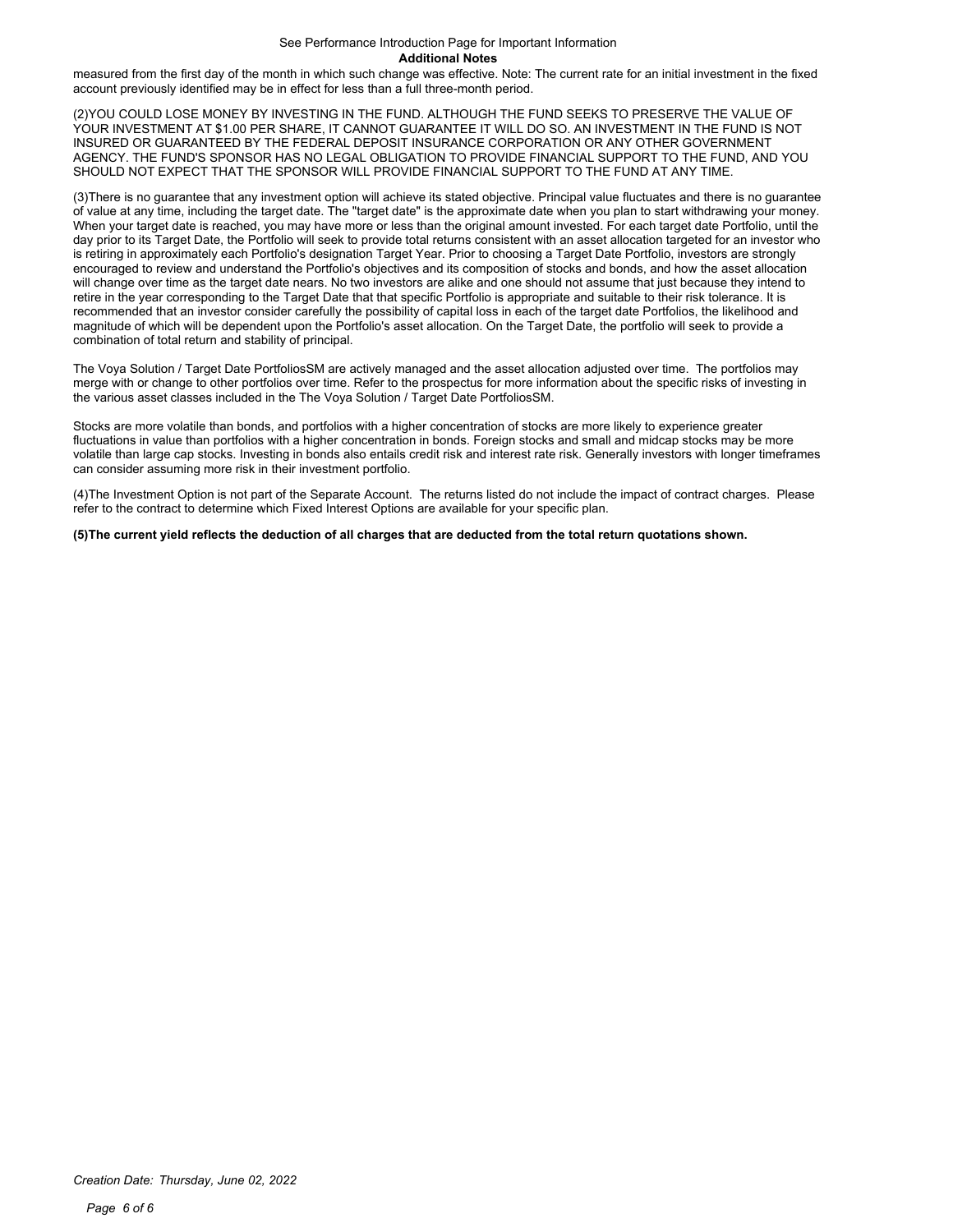## Additional Notes

measured from the first day of the month in which such change was effective. Note: The current rate for an initial investment in the fixed account previously identified may be in effect for less than a full three-month period.

(2)YOU COULD LOSE MONEY BY INVESTING IN THE FUND. ALTHOUGH THE FUND SEEKS TO PRESERVE THE VALUE OF YOUR INVESTMENT AT $1.00 PER SHARE, IT CANNOT GUARANTEE IT WILL DO SO. AN INVESTMENT IN THE FUND IS NOT INSURED OR GUARANTEED BY THE FEDERAL DEPOSIT INSURANCE CORPORATION OR ANY OTHER GOVERNMENT AGENCY. THE FUND'S SPONSOR HAS NO LEGAL OBLIGATION TO PROVIDE FINANCIAL SUPPORT TO THE FUND, AND YOU SHOULD NOT EXPECT THAT THE SPONSOR WILL PROVIDE FINANCIAL SUPPORT TO THE FUND AT ANY TIME.

(3)There is no guarantee that any investment option will achieve its stated objective. Principal value fluctuates and there is no guarantee of value at any time, including the target date. The "target date" is the approximate date when you plan to start withdrawing your money. When your target date is reached, you may have more or less than the original amount invested. For each target date Portfolio, until the day prior to its Target Date, the Portfolio will seek to provide total returns consistent with an asset allocation targeted for an investor who is retiring in approximately each Portfolio's designation Target Year. Prior to choosing a Target Date Portfolio, investors are strongly encouraged to review and understand the Portfolio's objectives and its composition of stocks and bonds, and how the asset allocation will change over time as the target date nears. No two investors are alike and one should not assume that just because they intend to retire in the year corresponding to the Target Date that that specific Portfolio is appropriate and suitable to their risk tolerance. It is recommended that an investor consider carefully the possibility of capital loss in each of the target date Portfolios, the likelihood and magnitude of which will be dependent upon the Portfolio's asset allocation. On the Target Date, the portfolio will seek to provide a combination of total return and stability of principal.

The Voya Solution / Target Date PortfoliosSM are actively managed and the asset allocation adjusted over time. The portfolios may merge with or change to other portfolios over time. Refer to the prospectus for more information about the specific risks of investing in the various asset classes included in the The Voya Solution / Target Date PortfoliosSM.

Stocks are more volatile than bonds, and portfolios with a higher concentration of stocks are more likely to experience greater fluctuations in value than portfolios with a higher concentration in bonds. Foreign stocks and small and midcap stocks may be more volatile than large cap stocks. Investing in bonds also entails credit risk and interest rate risk. Generally investors with longer timeframes can consider assuming more risk in their investment portfolio.

(4)The Investment Option is not part of the Separate Account. The returns listed do not include the impact of contract charges. Please refer to the contract to determine which Fixed Interest Options are available for your specific plan.

**(5)The current yield reflects the deduction of all charges that are deducted from the total return quotations shown.**

*Creation Date: Thursday, June 02, 2022*